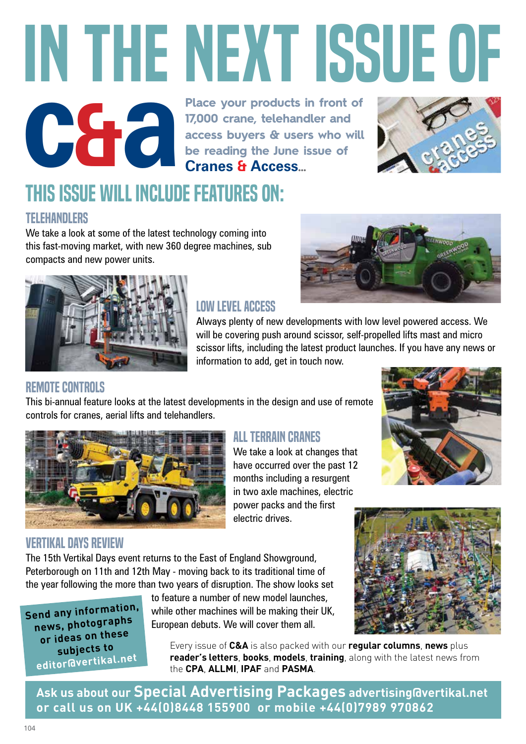# IN THE NEXT ISSUE OF C&A

**Place your products in front of 17,000 crane, telehandler and access buyers & users who will be reading the June issue of Cranes & Access...**

## THIS ISSUE WILL INCLUDE FEATURES ON:

### TELEHANDLERS

We take a look at some of the latest technology coming into this fast-moving market, with new 360 degree machines, sub compacts and new power units.

### LOW LEVEL ACCESS

Always plenty of new developments with low level powered access. We will be covering push around scissor, self-propelled lifts mast and micro scissor lifts, including the latest product launches. If you have any news or information to add, get in touch now.

### REMOTE CONTROLS

This bi-annual feature looks at the latest developments in the design and use of remote controls for cranes, aerial lifts and telehandlers.

### ALL TERRAIN CRANES

We take a look at changes that have occurred over the past 12 months including a resurgent in two axle machines, electric power packs and the first electric drives.

### VERTIKAL DAYS REVIEW

The 15th Vertikal Days event returns to the East of England Showground, Peterborough on 11th and 12th May - moving back to its traditional time of the year following the more than two years of disruption. The show looks set to feature a number of new model launches, while other machines will be making their UK, European debuts. We will cover them all.

**Send any information, news, photographs or ideas on these subjects to editor@vertikal.net**

Every issue of **C&A** is also packed with our **regular columns**, **news** plus **reader's letters**, **books**, **models**, **training**, along with the latest news from the **CPA**, **ALLMI**, **IPAF** and **PASMA**.

**Ask us about our Special Advertising Packages advertising@vertikal.net or call us on UK +44(0)8448 155900 or mobile +44(0)7989 970862**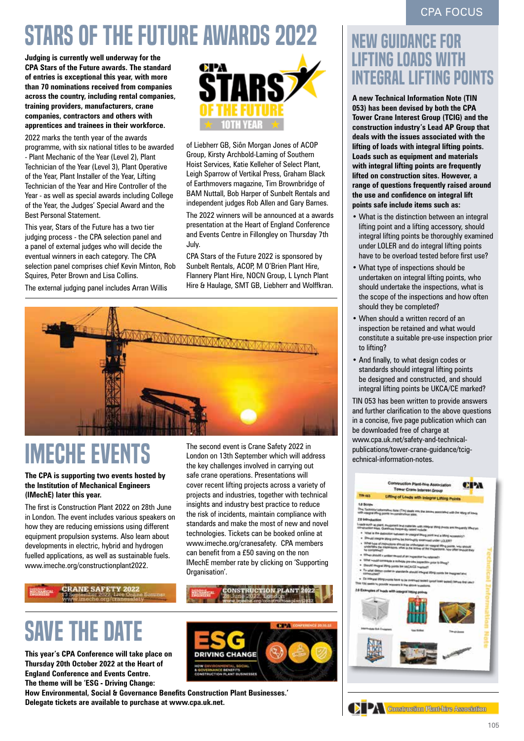# STARS OF THE FUTURE AWARDS 2022

**Judging is currently well underway for the CPA Stars of the Future awards. The standard of entries is exceptional this year, with more than 70 nominations received from companies across the country, including rental companies, training providers, manufacturers, crane companies, contractors and others with apprentices and trainees in their workforce.**

2022 marks the tenth year of the awards programme, with six national titles to be awarded - Plant Mechanic of the Year (Level 2), Plant Technician of the Year (Level 3), Plant Operative of the Year, Plant Installer of the Year, Lifting Technician of the Year and Hire Controller of the Year - as well as special awards including College of the Year, the Judges' Special Award and the Best Personal Statement.

This year, Stars of the Future has a two tier judging process - the CPA selection panel and a panel of external judges who will decide the eventual winners in each category. The CPA selection panel comprises chief Kevin Minton, Rob Squires, Peter Brown and Lisa Collins.

The external judging panel includes Arran Willis of Liebherr GB, Siôn Morgan Jones of ACOP Group, Kirsty Archbold-Laming of Southern Hoist Services, Katie Kelleher of Select Plant, Leigh Sparrow of Vertikal Press, Graham Black of Earthmovers magazine, Tim Brownbridge of BAM Nuttall, Bob Harper of Sunbelt Rentals and independent judges Rob Allen and Gary Barnes.

The 2022 winners will be announced at a awards presentation at the Heart of England Conference and Events Centre in Fillongley on Thursday 7th July.

CPA Stars of the Future 2022 is sponsored by Sunbelt Rentals, ACOP, M O'Brien Plant Hire, Flannery Plant Hire, NOCN Group, L Lynch Plant Hire & Haulage, SMT GB, Liebherr and Wolffkran.

# IMECHE EVENTS

**The CPA is supporting two events hosted by the Institution of Mechanical Engineers (IMechE) later this year.**

The first is Construction Plant 2022 on 28th June in London. The event includes various speakers on how they are reducing emissions using different equipment propulsion systems. Also learn about developments in electric, hybrid and hydrogen fuelled applications, as well as sustainable fuels. www.imeche.org/constructionplant2022.

The second event is Crane Safety 2022 in London on 13th September which will address the key challenges involved in carrying out safe crane operations. Presentations will cover recent lifting projects across a variety of projects and industries, together with technical insights and industry best practice to reduce the risk of incidents, maintain compliance with the standards and make the most of new and novel technologies. Tickets can be booked online at www.imeche.org/cranesafety. CPA members can benefit from a £50 saving on the non IMechE member rate by clicking on 'Supporting Organisation'.

# SAVE THE DATE

**This year's CPA Conference will take place on Thursday 20th October 2022 at the Heart of England Conference and Events Centre. The theme will be 'ESG - Driving Change: How Environmental, Social & Governance Benefits Construction Plant Businesses.' Delegate tickets are available to purchase at www.cpa.uk.net.**

# NEW GUIDANCE FOR LIFTING LOADS WITH INTEGRAL LIFTING POINTS

**A new Technical Information Note (TIN 053) has been devised by both the CPA Tower Crane Interest Group (TCIG) and the construction industry's Lead AP Group that deals with the issues associated with the lifting of loads with integral lifting points. Loads such as equipment and materials with integral lifting points are frequently lifted on construction sites. However, a range of questions frequently raised around the use and confidence on integral lift points safe include items such as:**

- What is the distinction between an integral lifting point and a lifting accessory, should integral lifting points be thoroughly examined under LOLER and do integral lifting points have to be overload tested before first use?
- What type of inspections should be undertaken on integral lifting points, who should undertake the inspections, what is the scope of the inspections and how often should they be completed?
- When should a written record of an inspection be retained and what would constitute a suitable pre-use inspection prior to lifting?
- And finally, to what design codes or standards should integral lifting points be designed and constructed, and should integral lifting points be UKCA/CE marked?

TIN 053 has been written to provide answers and further clarification to the above questions in a concise, five page publication which can be downloaded free of charge at www.cpa.uk.net/safety-and-technical-publications/tower-crane-guidance/tcig-echnical-information-notes.